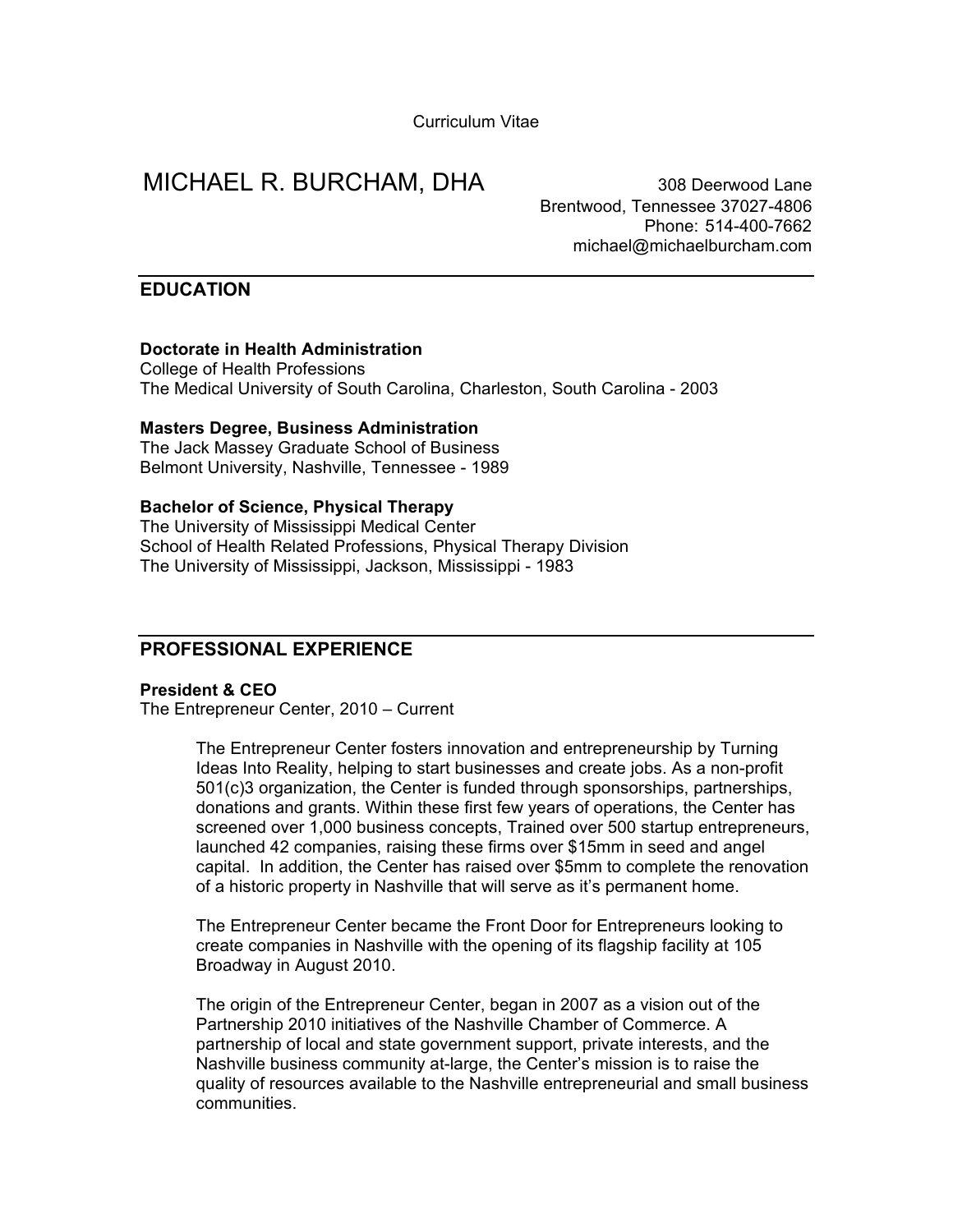Curriculum Vitae

# MICHAEL R. BURCHAM, DHA

308 Deerwood Lane
Brentwood, Tennessee 37027-4806
Phone: 514-400-7662
michael@michaelburcham.com

## EDUCATION

**Doctorate in Health Administration**
College of Health Professions
The Medical University of South Carolina, Charleston, South Carolina - 2003

**Masters Degree, Business Administration**
The Jack Massey Graduate School of Business
Belmont University, Nashville, Tennessee - 1989

**Bachelor of Science, Physical Therapy**
The University of Mississippi Medical Center
School of Health Related Professions, Physical Therapy Division
The University of Mississippi, Jackson, Mississippi - 1983

## PROFESSIONAL EXPERIENCE

**President & CEO**
The Entrepreneur Center, 2010 – Current

The Entrepreneur Center fosters innovation and entrepreneurship by Turning Ideas Into Reality, helping to start businesses and create jobs. As a non-profit 501(c)3 organization, the Center is funded through sponsorships, partnerships, donations and grants. Within these first few years of operations, the Center has screened over 1,000 business concepts, Trained over 500 startup entrepreneurs, launched 42 companies, raising these firms over $15mm in seed and angel capital. In addition, the Center has raised over $5mm to complete the renovation of a historic property in Nashville that will serve as it's permanent home.

The Entrepreneur Center became the Front Door for Entrepreneurs looking to create companies in Nashville with the opening of its flagship facility at 105 Broadway in August 2010.

The origin of the Entrepreneur Center, began in 2007 as a vision out of the Partnership 2010 initiatives of the Nashville Chamber of Commerce. A partnership of local and state government support, private interests, and the Nashville business community at-large, the Center's mission is to raise the quality of resources available to the Nashville entrepreneurial and small business communities.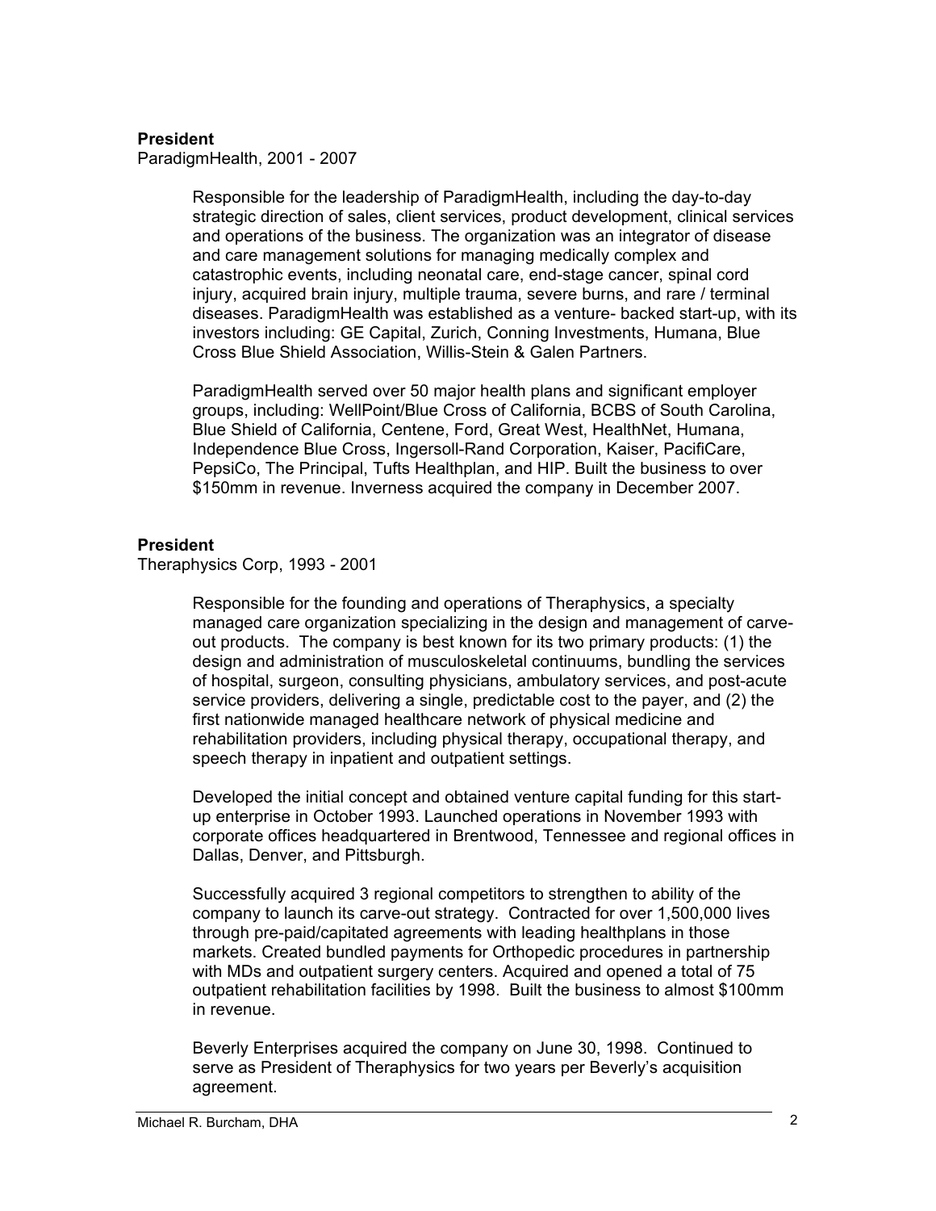**President**
ParadigmHealth, 2001 - 2007

Responsible for the leadership of ParadigmHealth, including the day-to-day strategic direction of sales, client services, product development, clinical services and operations of the business. The organization was an integrator of disease and care management solutions for managing medically complex and catastrophic events, including neonatal care, end-stage cancer, spinal cord injury, acquired brain injury, multiple trauma, severe burns, and rare / terminal diseases. ParadigmHealth was established as a venture- backed start-up, with its investors including: GE Capital, Zurich, Conning Investments, Humana, Blue Cross Blue Shield Association, Willis-Stein & Galen Partners.

ParadigmHealth served over 50 major health plans and significant employer groups, including: WellPoint/Blue Cross of California, BCBS of South Carolina, Blue Shield of California, Centene, Ford, Great West, HealthNet, Humana, Independence Blue Cross, Ingersoll-Rand Corporation, Kaiser, PacifiCare, PepsiCo, The Principal, Tufts Healthplan, and HIP. Built the business to over $150mm in revenue. Inverness acquired the company in December 2007.

**President**
Theraphysics Corp, 1993 - 2001

Responsible for the founding and operations of Theraphysics, a specialty managed care organization specializing in the design and management of carve-out products. The company is best known for its two primary products: (1) the design and administration of musculoskeletal continuums, bundling the services of hospital, surgeon, consulting physicians, ambulatory services, and post-acute service providers, delivering a single, predictable cost to the payer, and (2) the first nationwide managed healthcare network of physical medicine and rehabilitation providers, including physical therapy, occupational therapy, and speech therapy in inpatient and outpatient settings.

Developed the initial concept and obtained venture capital funding for this start-up enterprise in October 1993. Launched operations in November 1993 with corporate offices headquartered in Brentwood, Tennessee and regional offices in Dallas, Denver, and Pittsburgh.

Successfully acquired 3 regional competitors to strengthen to ability of the company to launch its carve-out strategy. Contracted for over 1,500,000 lives through pre-paid/capitated agreements with leading healthplans in those markets. Created bundled payments for Orthopedic procedures in partnership with MDs and outpatient surgery centers. Acquired and opened a total of 75 outpatient rehabilitation facilities by 1998. Built the business to almost $100mm in revenue.

Beverly Enterprises acquired the company on June 30, 1998. Continued to serve as President of Theraphysics for two years per Beverly's acquisition agreement.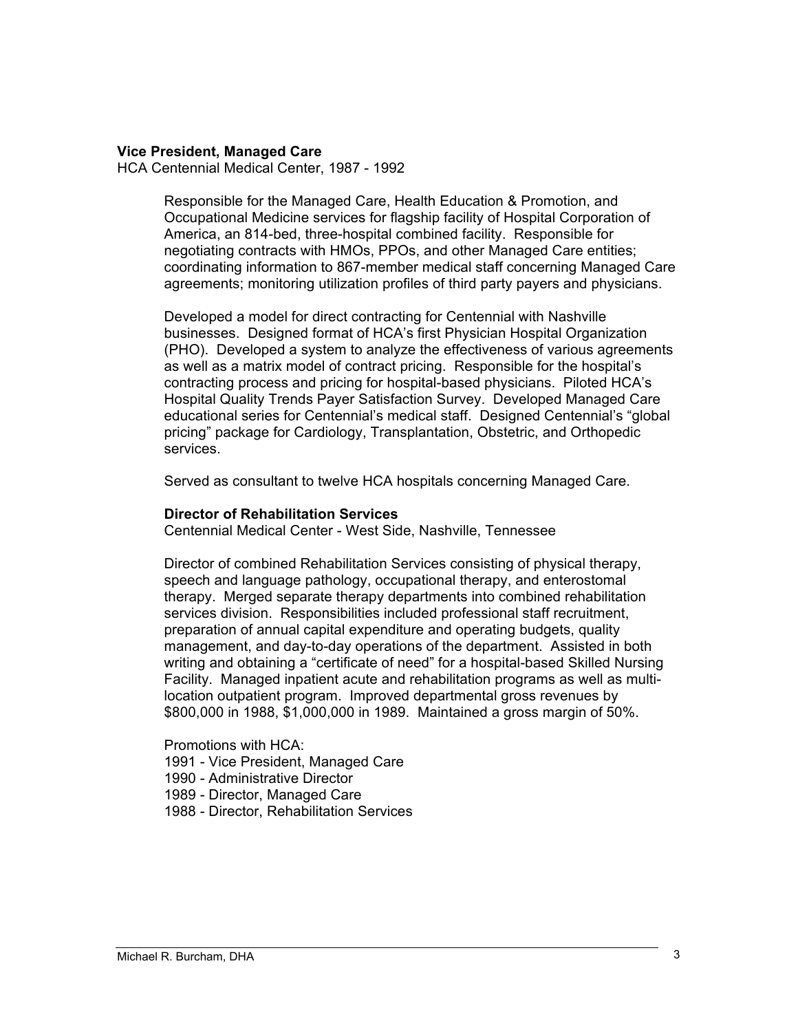**Vice President, Managed Care**
HCA Centennial Medical Center, 1987 - 1992

Responsible for the Managed Care, Health Education & Promotion, and Occupational Medicine services for flagship facility of Hospital Corporation of America, an 814-bed, three-hospital combined facility. Responsible for negotiating contracts with HMOs, PPOs, and other Managed Care entities; coordinating information to 867-member medical staff concerning Managed Care agreements; monitoring utilization profiles of third party payers and physicians.

Developed a model for direct contracting for Centennial with Nashville businesses. Designed format of HCA's first Physician Hospital Organization (PHO). Developed a system to analyze the effectiveness of various agreements as well as a matrix model of contract pricing. Responsible for the hospital's contracting process and pricing for hospital-based physicians. Piloted HCA's Hospital Quality Trends Payer Satisfaction Survey. Developed Managed Care educational series for Centennial's medical staff. Designed Centennial's "global pricing" package for Cardiology, Transplantation, Obstetric, and Orthopedic services.

Served as consultant to twelve HCA hospitals concerning Managed Care.

**Director of Rehabilitation Services**
Centennial Medical Center - West Side, Nashville, Tennessee

Director of combined Rehabilitation Services consisting of physical therapy, speech and language pathology, occupational therapy, and enterostomal therapy. Merged separate therapy departments into combined rehabilitation services division. Responsibilities included professional staff recruitment, preparation of annual capital expenditure and operating budgets, quality management, and day-to-day operations of the department. Assisted in both writing and obtaining a "certificate of need" for a hospital-based Skilled Nursing Facility. Managed inpatient acute and rehabilitation programs as well as multi-location outpatient program. Improved departmental gross revenues by \$800,000 in 1988, \$1,000,000 in 1989. Maintained a gross margin of 50%.

Promotions with HCA:
1991 - Vice President, Managed Care
1990 - Administrative Director
1989 - Director, Managed Care
1988 - Director, Rehabilitation Services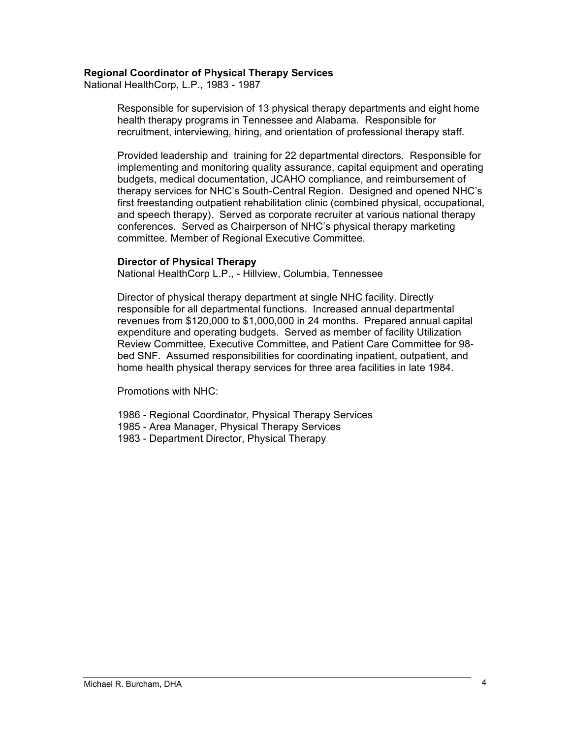**Regional Coordinator of Physical Therapy Services**
National HealthCorp, L.P., 1983 - 1987

Responsible for supervision of 13 physical therapy departments and eight home health therapy programs in Tennessee and Alabama. Responsible for recruitment, interviewing, hiring, and orientation of professional therapy staff.

Provided leadership and training for 22 departmental directors. Responsible for implementing and monitoring quality assurance, capital equipment and operating budgets, medical documentation, JCAHO compliance, and reimbursement of therapy services for NHC's South-Central Region. Designed and opened NHC's first freestanding outpatient rehabilitation clinic (combined physical, occupational, and speech therapy). Served as corporate recruiter at various national therapy conferences. Served as Chairperson of NHC's physical therapy marketing committee. Member of Regional Executive Committee.

**Director of Physical Therapy**
National HealthCorp L.P., - Hillview, Columbia, Tennessee

Director of physical therapy department at single NHC facility. Directly responsible for all departmental functions. Increased annual departmental revenues from $120,000 to $1,000,000 in 24 months. Prepared annual capital expenditure and operating budgets. Served as member of facility Utilization Review Committee, Executive Committee, and Patient Care Committee for 98-bed SNF. Assumed responsibilities for coordinating inpatient, outpatient, and home health physical therapy services for three area facilities in late 1984.

Promotions with NHC:

1986 - Regional Coordinator, Physical Therapy Services
1985 - Area Manager, Physical Therapy Services
1983 - Department Director, Physical Therapy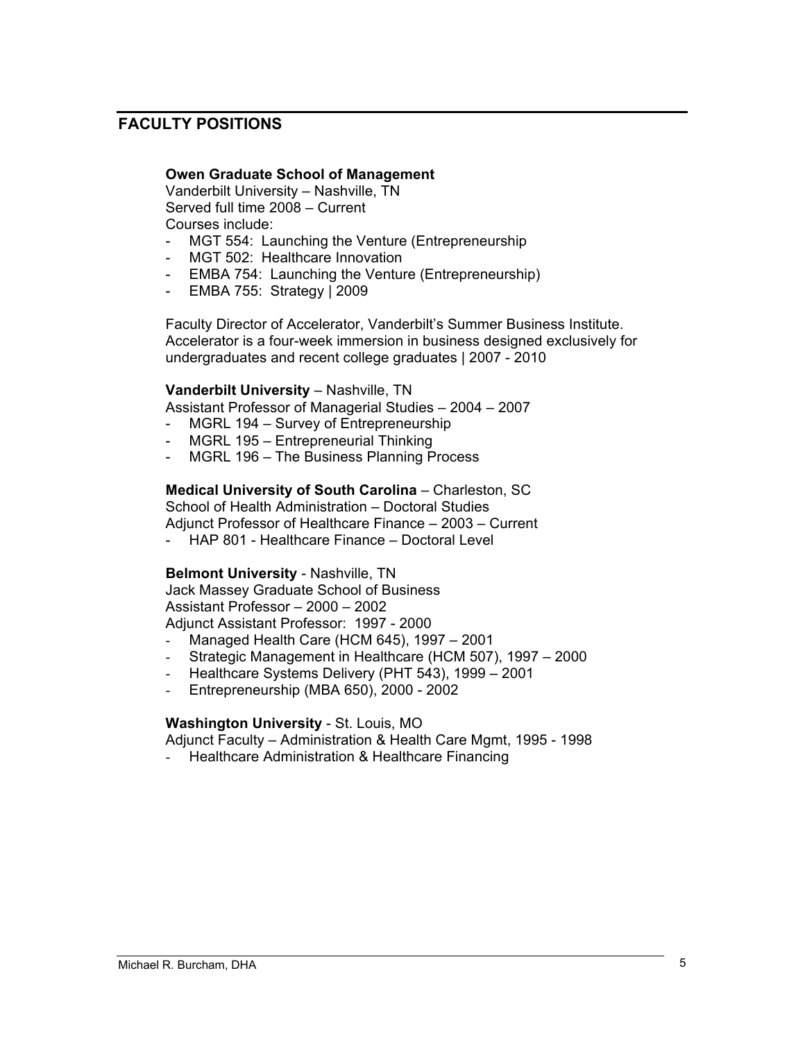## FACULTY POSITIONS

**Owen Graduate School of Management**
Vanderbilt University – Nashville, TN
Served full time 2008 – Current
Courses include:

- MGT 554: Launching the Venture (Entrepreneurship
- MGT 502: Healthcare Innovation
- EMBA 754: Launching the Venture (Entrepreneurship)
- EMBA 755: Strategy | 2009

Faculty Director of Accelerator, Vanderbilt's Summer Business Institute. Accelerator is a four-week immersion in business designed exclusively for undergraduates and recent college graduates | 2007 - 2010

**Vanderbilt University** – Nashville, TN
Assistant Professor of Managerial Studies – 2004 – 2007

- MGRL 194 – Survey of Entrepreneurship
- MGRL 195 – Entrepreneurial Thinking
- MGRL 196 – The Business Planning Process

**Medical University of South Carolina** – Charleston, SC
School of Health Administration – Doctoral Studies
Adjunct Professor of Healthcare Finance – 2003 – Current

- HAP 801 - Healthcare Finance – Doctoral Level

**Belmont University** - Nashville, TN
Jack Massey Graduate School of Business
Assistant Professor – 2000 – 2002
Adjunct Assistant Professor: 1997 - 2000

- Managed Health Care (HCM 645), 1997 – 2001
- Strategic Management in Healthcare (HCM 507), 1997 – 2000
- Healthcare Systems Delivery (PHT 543), 1999 – 2001
- Entrepreneurship (MBA 650), 2000 - 2002

**Washington University** - St. Louis, MO
Adjunct Faculty – Administration & Health Care Mgmt, 1995 - 1998

- Healthcare Administration & Healthcare Financing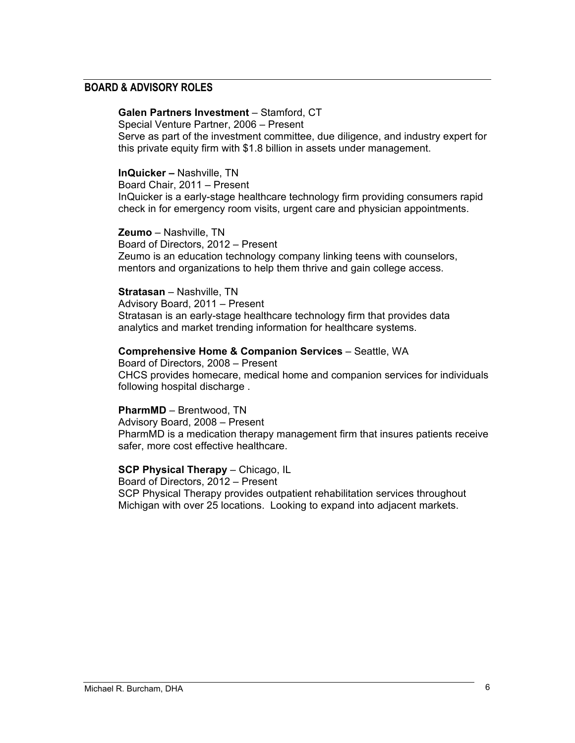## BOARD & ADVISORY ROLES

**Galen Partners Investment** – Stamford, CT
Special Venture Partner, 2006 – Present
Serve as part of the investment committee, due diligence, and industry expert for this private equity firm with $1.8 billion in assets under management.

**InQuicker –** Nashville, TN
Board Chair, 2011 – Present
InQuicker is a early-stage healthcare technology firm providing consumers rapid check in for emergency room visits, urgent care and physician appointments.

**Zeumo** – Nashville, TN
Board of Directors, 2012 – Present
Zeumo is an education technology company linking teens with counselors, mentors and organizations to help them thrive and gain college access.

**Stratasan** – Nashville, TN
Advisory Board, 2011 – Present
Stratasan is an early-stage healthcare technology firm that provides data analytics and market trending information for healthcare systems.

**Comprehensive Home & Companion Services** – Seattle, WA
Board of Directors, 2008 – Present
CHCS provides homecare, medical home and companion services for individuals following hospital discharge .

**PharmMD** – Brentwood, TN
Advisory Board, 2008 – Present
PharmMD is a medication therapy management firm that insures patients receive safer, more cost effective healthcare.

**SCP Physical Therapy** – Chicago, IL
Board of Directors, 2012 – Present
SCP Physical Therapy provides outpatient rehabilitation services throughout Michigan with over 25 locations. Looking to expand into adjacent markets.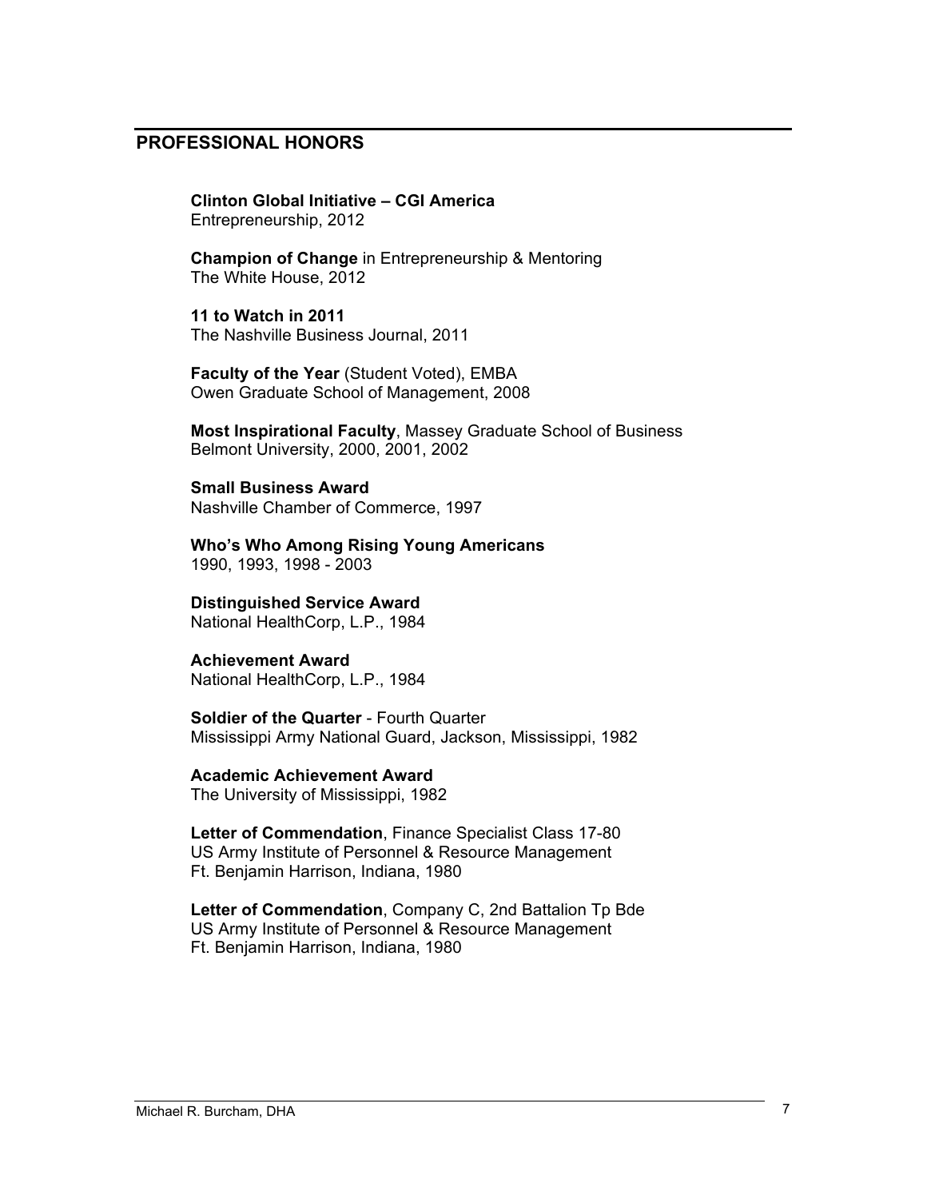## PROFESSIONAL HONORS

**Clinton Global Initiative – CGI America**
Entrepreneurship, 2012

**Champion of Change** in Entrepreneurship & Mentoring
The White House, 2012

**11 to Watch in 2011**
The Nashville Business Journal, 2011

**Faculty of the Year** (Student Voted), EMBA
Owen Graduate School of Management, 2008

**Most Inspirational Faculty**, Massey Graduate School of Business
Belmont University, 2000, 2001, 2002

**Small Business Award**
Nashville Chamber of Commerce, 1997

**Who's Who Among Rising Young Americans**
1990, 1993, 1998 - 2003

**Distinguished Service Award**
National HealthCorp, L.P., 1984

**Achievement Award**
National HealthCorp, L.P., 1984

**Soldier of the Quarter** - Fourth Quarter
Mississippi Army National Guard, Jackson, Mississippi, 1982

**Academic Achievement Award**
The University of Mississippi, 1982

**Letter of Commendation**, Finance Specialist Class 17-80
US Army Institute of Personnel & Resource Management
Ft. Benjamin Harrison, Indiana, 1980

**Letter of Commendation**, Company C, 2nd Battalion Tp Bde
US Army Institute of Personnel & Resource Management
Ft. Benjamin Harrison, Indiana, 1980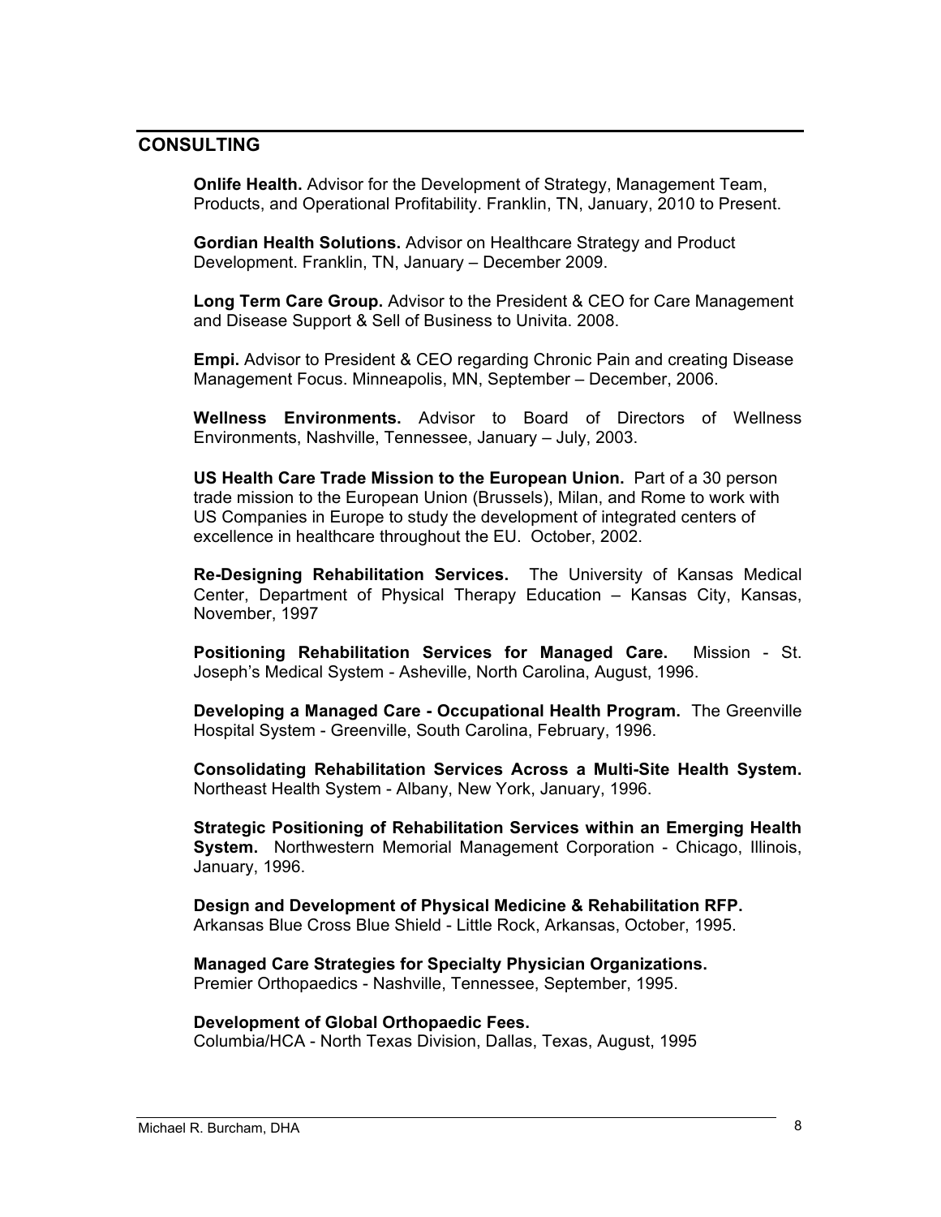## CONSULTING

**Onlife Health.** Advisor for the Development of Strategy, Management Team, Products, and Operational Profitability. Franklin, TN, January, 2010 to Present.

**Gordian Health Solutions.** Advisor on Healthcare Strategy and Product Development. Franklin, TN, January – December 2009.

**Long Term Care Group.** Advisor to the President & CEO for Care Management and Disease Support & Sell of Business to Univita. 2008.

**Empi.** Advisor to President & CEO regarding Chronic Pain and creating Disease Management Focus. Minneapolis, MN, September – December, 2006.

**Wellness Environments.** Advisor to Board of Directors of Wellness Environments, Nashville, Tennessee, January – July, 2003.

**US Health Care Trade Mission to the European Union.** Part of a 30 person trade mission to the European Union (Brussels), Milan, and Rome to work with US Companies in Europe to study the development of integrated centers of excellence in healthcare throughout the EU. October, 2002.

**Re-Designing Rehabilitation Services.** The University of Kansas Medical Center, Department of Physical Therapy Education – Kansas City, Kansas, November, 1997

**Positioning Rehabilitation Services for Managed Care.** Mission - St. Joseph's Medical System - Asheville, North Carolina, August, 1996.

**Developing a Managed Care - Occupational Health Program.** The Greenville Hospital System - Greenville, South Carolina, February, 1996.

**Consolidating Rehabilitation Services Across a Multi-Site Health System.** Northeast Health System - Albany, New York, January, 1996.

**Strategic Positioning of Rehabilitation Services within an Emerging Health System.** Northwestern Memorial Management Corporation - Chicago, Illinois, January, 1996.

**Design and Development of Physical Medicine & Rehabilitation RFP.** Arkansas Blue Cross Blue Shield - Little Rock, Arkansas, October, 1995.

**Managed Care Strategies for Specialty Physician Organizations.** Premier Orthopaedics - Nashville, Tennessee, September, 1995.

**Development of Global Orthopaedic Fees.** Columbia/HCA - North Texas Division, Dallas, Texas, August, 1995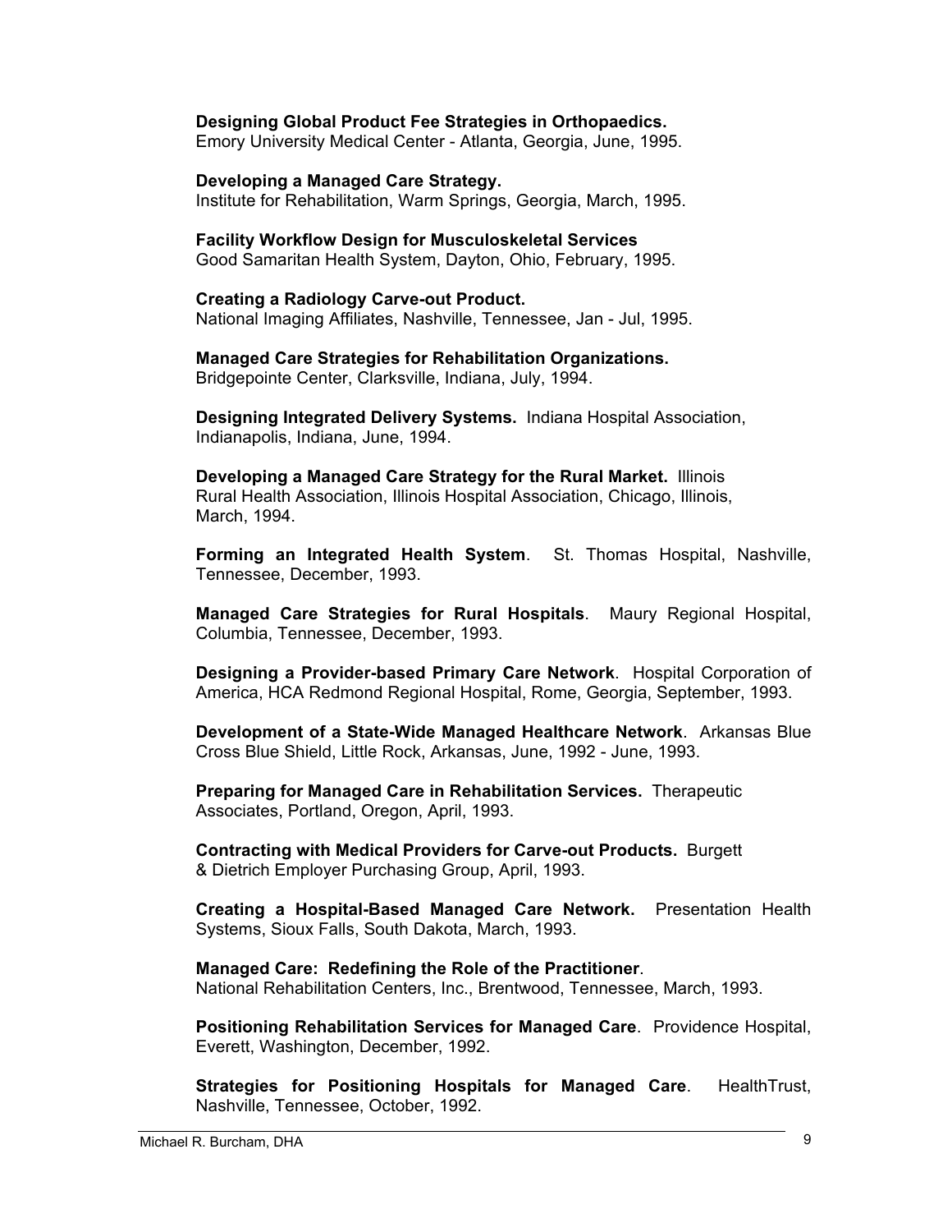**Designing Global Product Fee Strategies in Orthopaedics.**
Emory University Medical Center - Atlanta, Georgia, June, 1995.

**Developing a Managed Care Strategy.**
Institute for Rehabilitation, Warm Springs, Georgia, March, 1995.

**Facility Workflow Design for Musculoskeletal Services**
Good Samaritan Health System, Dayton, Ohio, February, 1995.

**Creating a Radiology Carve-out Product.**
National Imaging Affiliates, Nashville, Tennessee, Jan - Jul, 1995.

**Managed Care Strategies for Rehabilitation Organizations.**
Bridgepointe Center, Clarksville, Indiana, July, 1994.

**Designing Integrated Delivery Systems.** Indiana Hospital Association, Indianapolis, Indiana, June, 1994.

**Developing a Managed Care Strategy for the Rural Market.** Illinois Rural Health Association, Illinois Hospital Association, Chicago, Illinois, March, 1994.

**Forming an Integrated Health System**. St. Thomas Hospital, Nashville, Tennessee, December, 1993.

**Managed Care Strategies for Rural Hospitals**. Maury Regional Hospital, Columbia, Tennessee, December, 1993.

**Designing a Provider-based Primary Care Network**. Hospital Corporation of America, HCA Redmond Regional Hospital, Rome, Georgia, September, 1993.

**Development of a State-Wide Managed Healthcare Network**. Arkansas Blue Cross Blue Shield, Little Rock, Arkansas, June, 1992 - June, 1993.

**Preparing for Managed Care in Rehabilitation Services.** Therapeutic Associates, Portland, Oregon, April, 1993.

**Contracting with Medical Providers for Carve-out Products.** Burgett & Dietrich Employer Purchasing Group, April, 1993.

**Creating a Hospital-Based Managed Care Network.** Presentation Health Systems, Sioux Falls, South Dakota, March, 1993.

**Managed Care: Redefining the Role of the Practitioner**.
National Rehabilitation Centers, Inc., Brentwood, Tennessee, March, 1993.

**Positioning Rehabilitation Services for Managed Care**. Providence Hospital, Everett, Washington, December, 1992.

**Strategies for Positioning Hospitals for Managed Care**. HealthTrust, Nashville, Tennessee, October, 1992.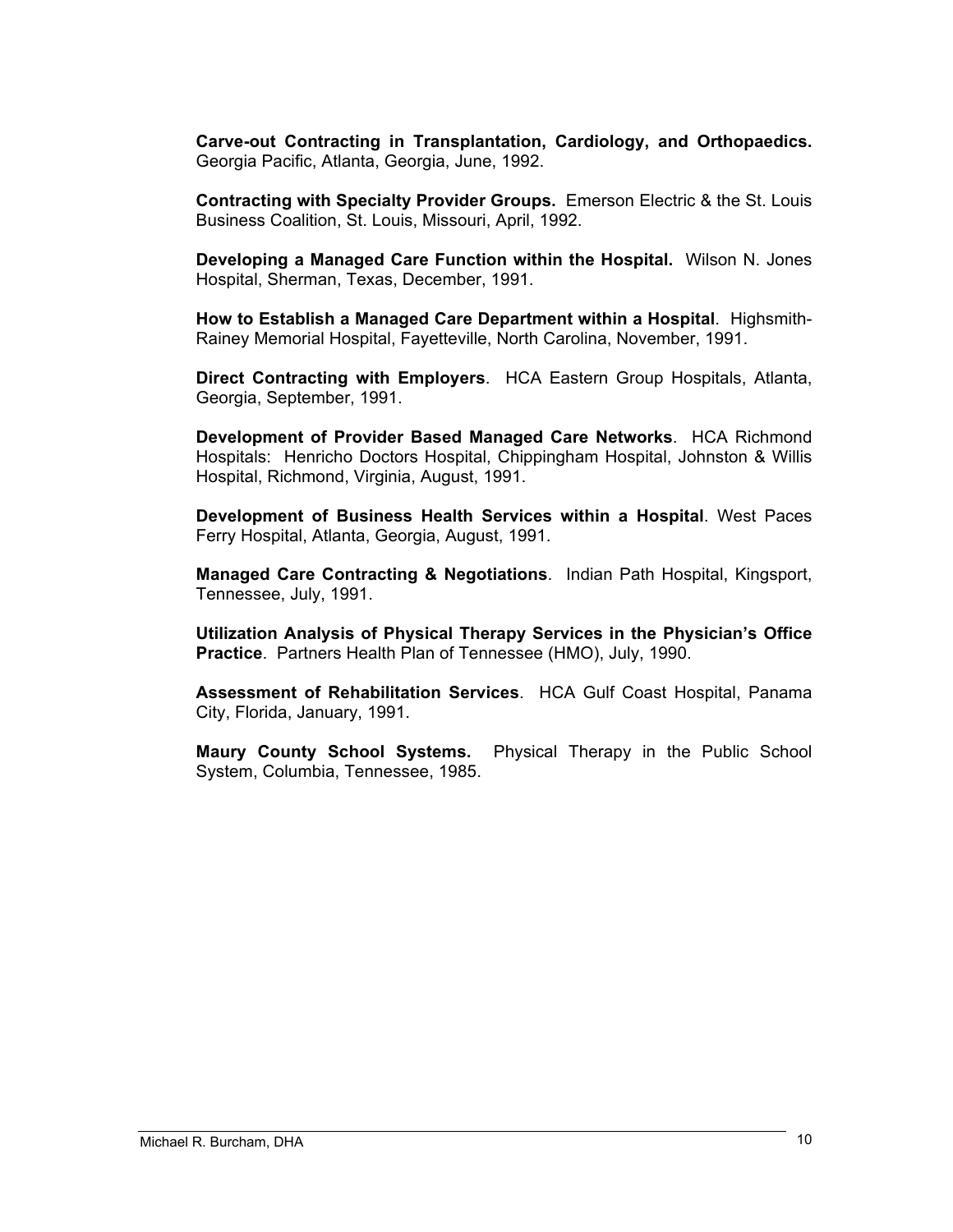**Carve-out Contracting in Transplantation, Cardiology, and Orthopaedics.** Georgia Pacific, Atlanta, Georgia, June, 1992.

**Contracting with Specialty Provider Groups.** Emerson Electric & the St. Louis Business Coalition, St. Louis, Missouri, April, 1992.

**Developing a Managed Care Function within the Hospital.** Wilson N. Jones Hospital, Sherman, Texas, December, 1991.

**How to Establish a Managed Care Department within a Hospital**. Highsmith-Rainey Memorial Hospital, Fayetteville, North Carolina, November, 1991.

**Direct Contracting with Employers**. HCA Eastern Group Hospitals, Atlanta, Georgia, September, 1991.

**Development of Provider Based Managed Care Networks**. HCA Richmond Hospitals: Henricho Doctors Hospital, Chippingham Hospital, Johnston & Willis Hospital, Richmond, Virginia, August, 1991.

**Development of Business Health Services within a Hospital**. West Paces Ferry Hospital, Atlanta, Georgia, August, 1991.

**Managed Care Contracting & Negotiations**. Indian Path Hospital, Kingsport, Tennessee, July, 1991.

**Utilization Analysis of Physical Therapy Services in the Physician's Office Practice**. Partners Health Plan of Tennessee (HMO), July, 1990.

**Assessment of Rehabilitation Services**. HCA Gulf Coast Hospital, Panama City, Florida, January, 1991.

**Maury County School Systems.** Physical Therapy in the Public School System, Columbia, Tennessee, 1985.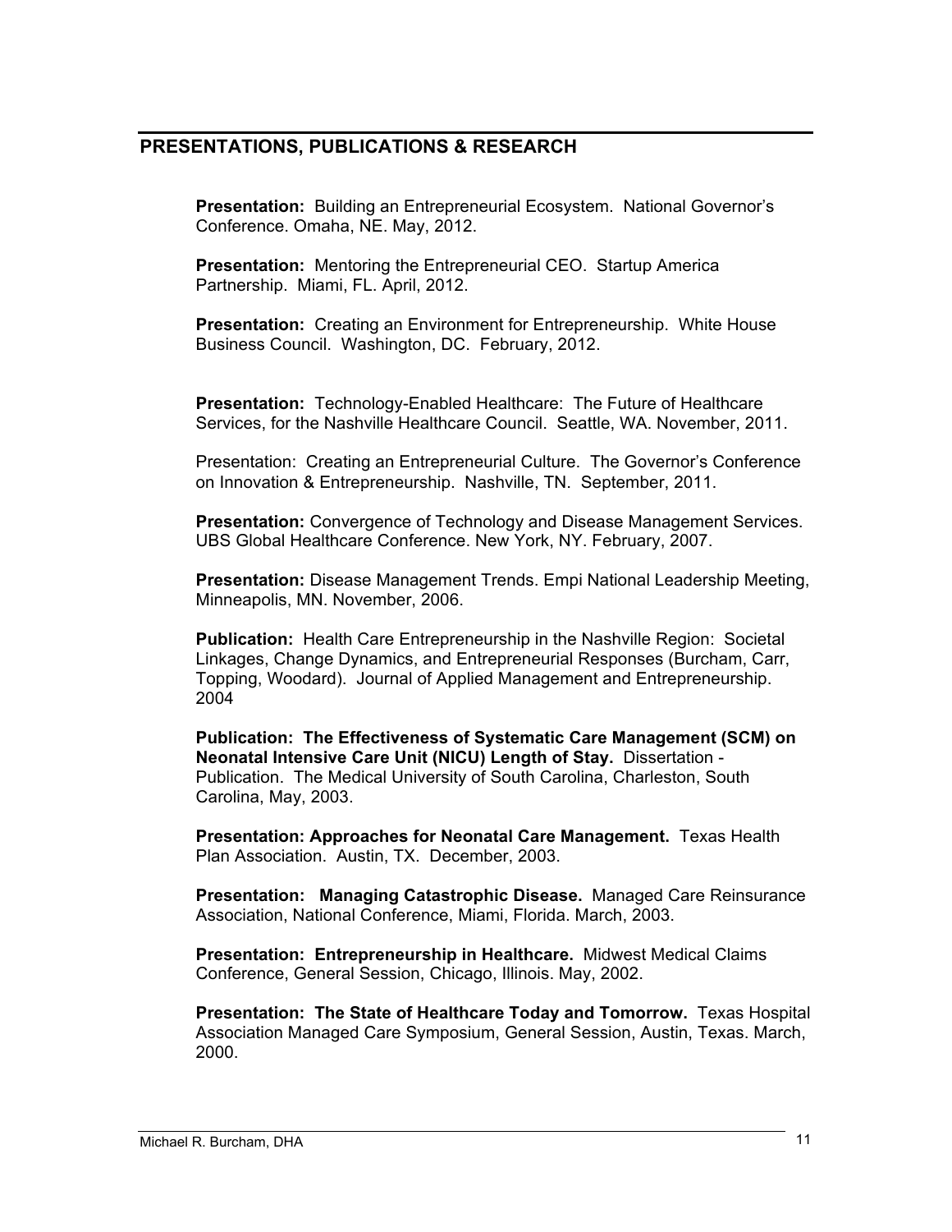## PRESENTATIONS, PUBLICATIONS & RESEARCH

**Presentation:** Building an Entrepreneurial Ecosystem. National Governor's Conference. Omaha, NE. May, 2012.

**Presentation:** Mentoring the Entrepreneurial CEO. Startup America Partnership. Miami, FL. April, 2012.

**Presentation:** Creating an Environment for Entrepreneurship. White House Business Council. Washington, DC. February, 2012.

**Presentation:** Technology-Enabled Healthcare: The Future of Healthcare Services, for the Nashville Healthcare Council. Seattle, WA. November, 2011.

Presentation: Creating an Entrepreneurial Culture. The Governor's Conference on Innovation & Entrepreneurship. Nashville, TN. September, 2011.

**Presentation:** Convergence of Technology and Disease Management Services. UBS Global Healthcare Conference. New York, NY. February, 2007.

**Presentation:** Disease Management Trends. Empi National Leadership Meeting, Minneapolis, MN. November, 2006.

**Publication:** Health Care Entrepreneurship in the Nashville Region: Societal Linkages, Change Dynamics, and Entrepreneurial Responses (Burcham, Carr, Topping, Woodard). Journal of Applied Management and Entrepreneurship. 2004

**Publication: The Effectiveness of Systematic Care Management (SCM) on Neonatal Intensive Care Unit (NICU) Length of Stay.** Dissertation - Publication. The Medical University of South Carolina, Charleston, South Carolina, May, 2003.

**Presentation: Approaches for Neonatal Care Management.** Texas Health Plan Association. Austin, TX. December, 2003.

**Presentation: Managing Catastrophic Disease.** Managed Care Reinsurance Association, National Conference, Miami, Florida. March, 2003.

**Presentation: Entrepreneurship in Healthcare.** Midwest Medical Claims Conference, General Session, Chicago, Illinois. May, 2002.

**Presentation: The State of Healthcare Today and Tomorrow.** Texas Hospital Association Managed Care Symposium, General Session, Austin, Texas. March, 2000.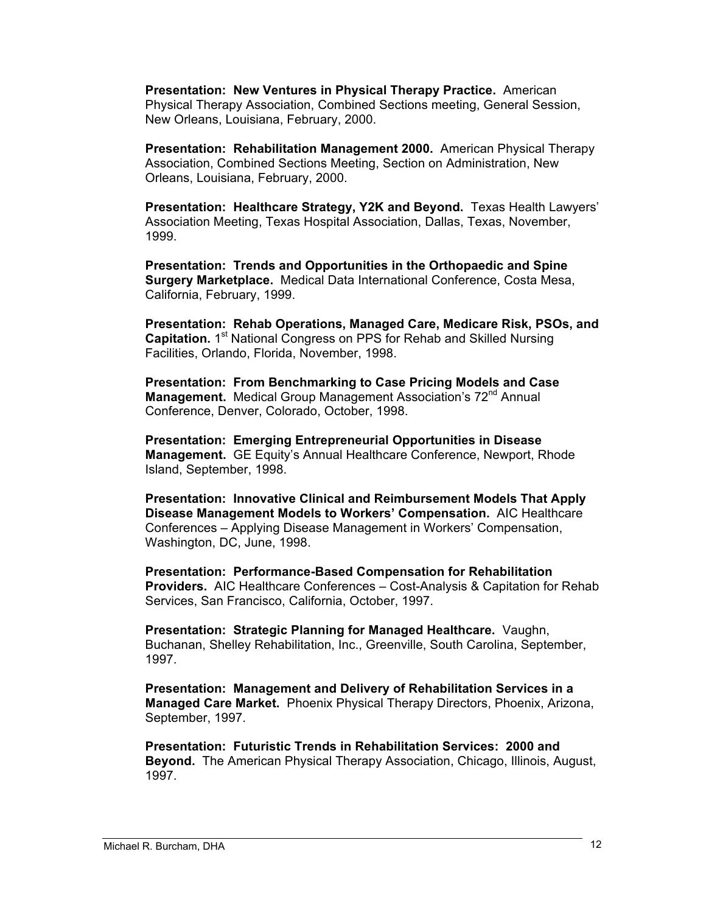**Presentation: New Ventures in Physical Therapy Practice.** American Physical Therapy Association, Combined Sections meeting, General Session, New Orleans, Louisiana, February, 2000.

**Presentation: Rehabilitation Management 2000.** American Physical Therapy Association, Combined Sections Meeting, Section on Administration, New Orleans, Louisiana, February, 2000.

**Presentation: Healthcare Strategy, Y2K and Beyond.** Texas Health Lawyers' Association Meeting, Texas Hospital Association, Dallas, Texas, November, 1999.

**Presentation: Trends and Opportunities in the Orthopaedic and Spine Surgery Marketplace.** Medical Data International Conference, Costa Mesa, California, February, 1999.

**Presentation: Rehab Operations, Managed Care, Medicare Risk, PSOs, and Capitation.** 1st National Congress on PPS for Rehab and Skilled Nursing Facilities, Orlando, Florida, November, 1998.

**Presentation: From Benchmarking to Case Pricing Models and Case Management.** Medical Group Management Association's 72nd Annual Conference, Denver, Colorado, October, 1998.

**Presentation: Emerging Entrepreneurial Opportunities in Disease Management.** GE Equity's Annual Healthcare Conference, Newport, Rhode Island, September, 1998.

**Presentation: Innovative Clinical and Reimbursement Models That Apply Disease Management Models to Workers' Compensation.** AIC Healthcare Conferences – Applying Disease Management in Workers' Compensation, Washington, DC, June, 1998.

**Presentation: Performance-Based Compensation for Rehabilitation Providers.** AIC Healthcare Conferences – Cost-Analysis & Capitation for Rehab Services, San Francisco, California, October, 1997.

**Presentation: Strategic Planning for Managed Healthcare.** Vaughn, Buchanan, Shelley Rehabilitation, Inc., Greenville, South Carolina, September, 1997.

**Presentation: Management and Delivery of Rehabilitation Services in a Managed Care Market.** Phoenix Physical Therapy Directors, Phoenix, Arizona, September, 1997.

**Presentation: Futuristic Trends in Rehabilitation Services: 2000 and Beyond.** The American Physical Therapy Association, Chicago, Illinois, August, 1997.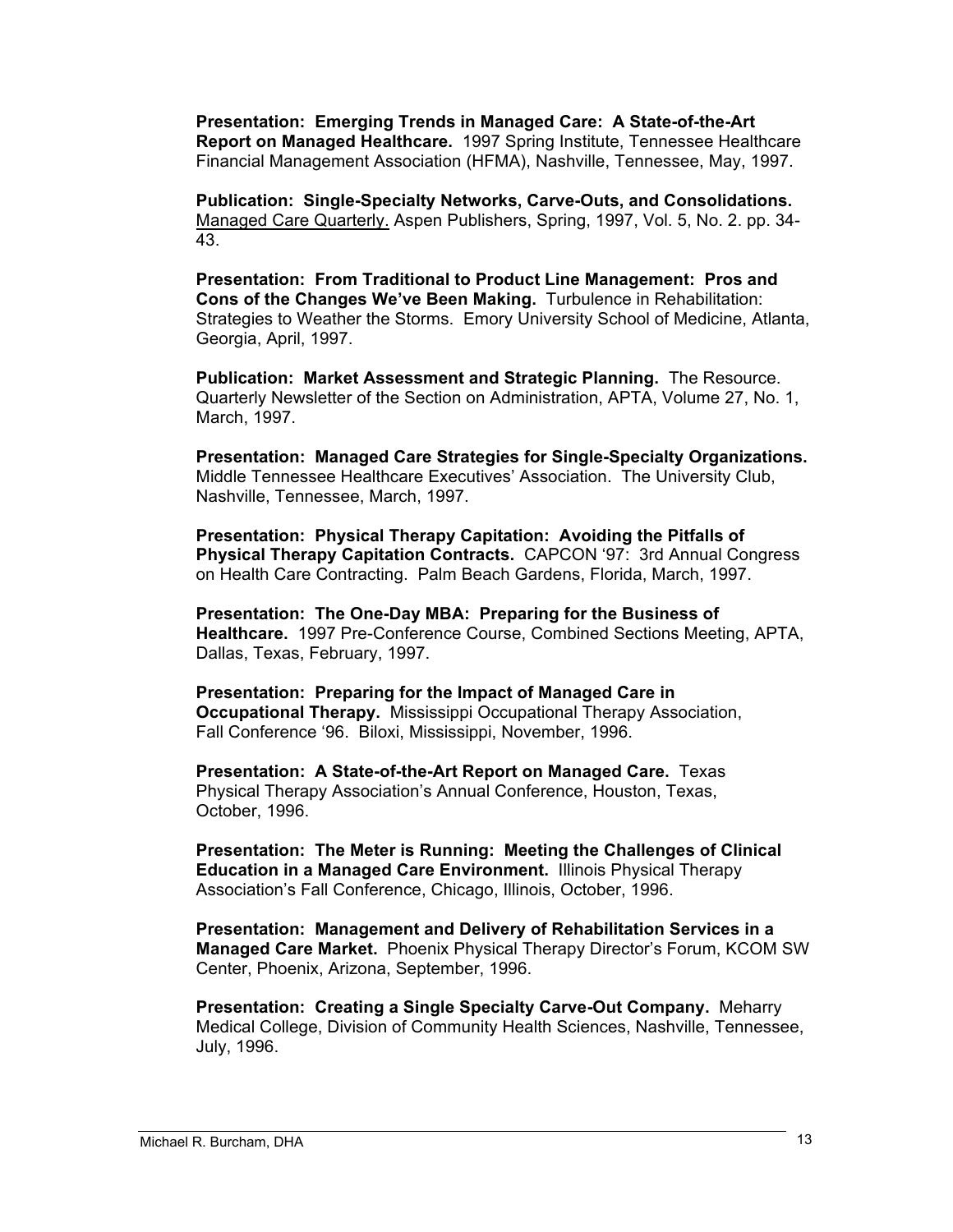**Presentation: Emerging Trends in Managed Care: A State-of-the-Art Report on Managed Healthcare.** 1997 Spring Institute, Tennessee Healthcare Financial Management Association (HFMA), Nashville, Tennessee, May, 1997.

**Publication: Single-Specialty Networks, Carve-Outs, and Consolidations.** Managed Care Quarterly. Aspen Publishers, Spring, 1997, Vol. 5, No. 2. pp. 34-43.

**Presentation: From Traditional to Product Line Management: Pros and Cons of the Changes We've Been Making.** Turbulence in Rehabilitation: Strategies to Weather the Storms. Emory University School of Medicine, Atlanta, Georgia, April, 1997.

**Publication: Market Assessment and Strategic Planning.** The Resource. Quarterly Newsletter of the Section on Administration, APTA, Volume 27, No. 1, March, 1997.

**Presentation: Managed Care Strategies for Single-Specialty Organizations.** Middle Tennessee Healthcare Executives' Association. The University Club, Nashville, Tennessee, March, 1997.

**Presentation: Physical Therapy Capitation: Avoiding the Pitfalls of Physical Therapy Capitation Contracts.** CAPCON '97: 3rd Annual Congress on Health Care Contracting. Palm Beach Gardens, Florida, March, 1997.

**Presentation: The One-Day MBA: Preparing for the Business of Healthcare.** 1997 Pre-Conference Course, Combined Sections Meeting, APTA, Dallas, Texas, February, 1997.

**Presentation: Preparing for the Impact of Managed Care in Occupational Therapy.** Mississippi Occupational Therapy Association, Fall Conference '96. Biloxi, Mississippi, November, 1996.

**Presentation: A State-of-the-Art Report on Managed Care.** Texas Physical Therapy Association's Annual Conference, Houston, Texas, October, 1996.

**Presentation: The Meter is Running: Meeting the Challenges of Clinical Education in a Managed Care Environment.** Illinois Physical Therapy Association's Fall Conference, Chicago, Illinois, October, 1996.

**Presentation: Management and Delivery of Rehabilitation Services in a Managed Care Market.** Phoenix Physical Therapy Director's Forum, KCOM SW Center, Phoenix, Arizona, September, 1996.

**Presentation: Creating a Single Specialty Carve-Out Company.** Meharry Medical College, Division of Community Health Sciences, Nashville, Tennessee, July, 1996.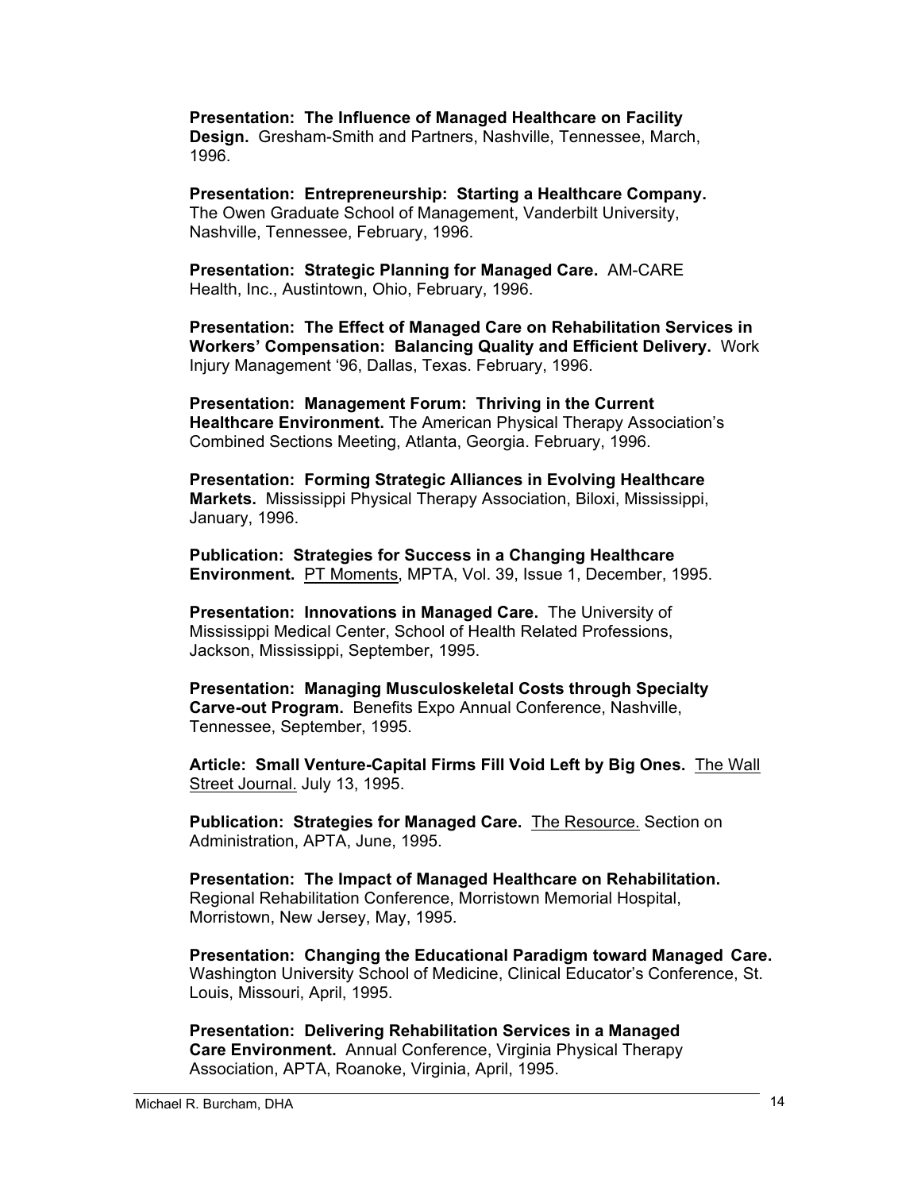**Presentation: The Influence of Managed Healthcare on Facility Design.** Gresham-Smith and Partners, Nashville, Tennessee, March, 1996.

**Presentation: Entrepreneurship: Starting a Healthcare Company.** The Owen Graduate School of Management, Vanderbilt University, Nashville, Tennessee, February, 1996.

**Presentation: Strategic Planning for Managed Care.** AM-CARE Health, Inc., Austintown, Ohio, February, 1996.

**Presentation: The Effect of Managed Care on Rehabilitation Services in Workers' Compensation: Balancing Quality and Efficient Delivery.** Work Injury Management '96, Dallas, Texas. February, 1996.

**Presentation: Management Forum: Thriving in the Current Healthcare Environment.** The American Physical Therapy Association's Combined Sections Meeting, Atlanta, Georgia. February, 1996.

**Presentation: Forming Strategic Alliances in Evolving Healthcare Markets.** Mississippi Physical Therapy Association, Biloxi, Mississippi, January, 1996.

**Publication: Strategies for Success in a Changing Healthcare Environment.** PT Moments, MPTA, Vol. 39, Issue 1, December, 1995.

**Presentation: Innovations in Managed Care.** The University of Mississippi Medical Center, School of Health Related Professions, Jackson, Mississippi, September, 1995.

**Presentation: Managing Musculoskeletal Costs through Specialty Carve-out Program.** Benefits Expo Annual Conference, Nashville, Tennessee, September, 1995.

**Article: Small Venture-Capital Firms Fill Void Left by Big Ones.** The Wall Street Journal. July 13, 1995.

**Publication: Strategies for Managed Care.** The Resource. Section on Administration, APTA, June, 1995.

**Presentation: The Impact of Managed Healthcare on Rehabilitation.** Regional Rehabilitation Conference, Morristown Memorial Hospital, Morristown, New Jersey, May, 1995.

**Presentation: Changing the Educational Paradigm toward Managed Care.** Washington University School of Medicine, Clinical Educator's Conference, St. Louis, Missouri, April, 1995.

**Presentation: Delivering Rehabilitation Services in a Managed Care Environment.** Annual Conference, Virginia Physical Therapy Association, APTA, Roanoke, Virginia, April, 1995.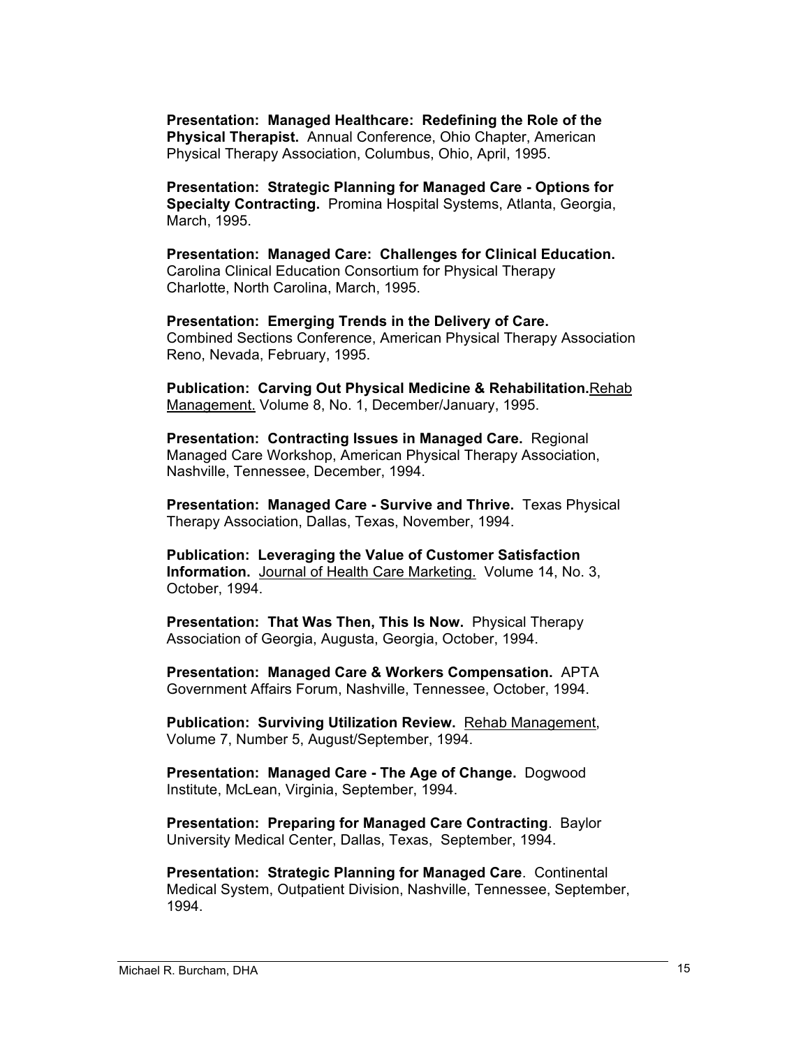**Presentation: Managed Healthcare: Redefining the Role of the Physical Therapist.** Annual Conference, Ohio Chapter, American Physical Therapy Association, Columbus, Ohio, April, 1995.

**Presentation: Strategic Planning for Managed Care - Options for Specialty Contracting.** Promina Hospital Systems, Atlanta, Georgia, March, 1995.

**Presentation: Managed Care: Challenges for Clinical Education.** Carolina Clinical Education Consortium for Physical Therapy Charlotte, North Carolina, March, 1995.

**Presentation: Emerging Trends in the Delivery of Care.** Combined Sections Conference, American Physical Therapy Association Reno, Nevada, February, 1995.

**Publication: Carving Out Physical Medicine & Rehabilitation.** Rehab Management. Volume 8, No. 1, December/January, 1995.

**Presentation: Contracting Issues in Managed Care.** Regional Managed Care Workshop, American Physical Therapy Association, Nashville, Tennessee, December, 1994.

**Presentation: Managed Care - Survive and Thrive.** Texas Physical Therapy Association, Dallas, Texas, November, 1994.

**Publication: Leveraging the Value of Customer Satisfaction Information.** Journal of Health Care Marketing. Volume 14, No. 3, October, 1994.

**Presentation: That Was Then, This Is Now.** Physical Therapy Association of Georgia, Augusta, Georgia, October, 1994.

**Presentation: Managed Care & Workers Compensation.** APTA Government Affairs Forum, Nashville, Tennessee, October, 1994.

**Publication: Surviving Utilization Review.** Rehab Management, Volume 7, Number 5, August/September, 1994.

**Presentation: Managed Care - The Age of Change.** Dogwood Institute, McLean, Virginia, September, 1994.

**Presentation: Preparing for Managed Care Contracting**. Baylor University Medical Center, Dallas, Texas, September, 1994.

**Presentation: Strategic Planning for Managed Care**. Continental Medical System, Outpatient Division, Nashville, Tennessee, September, 1994.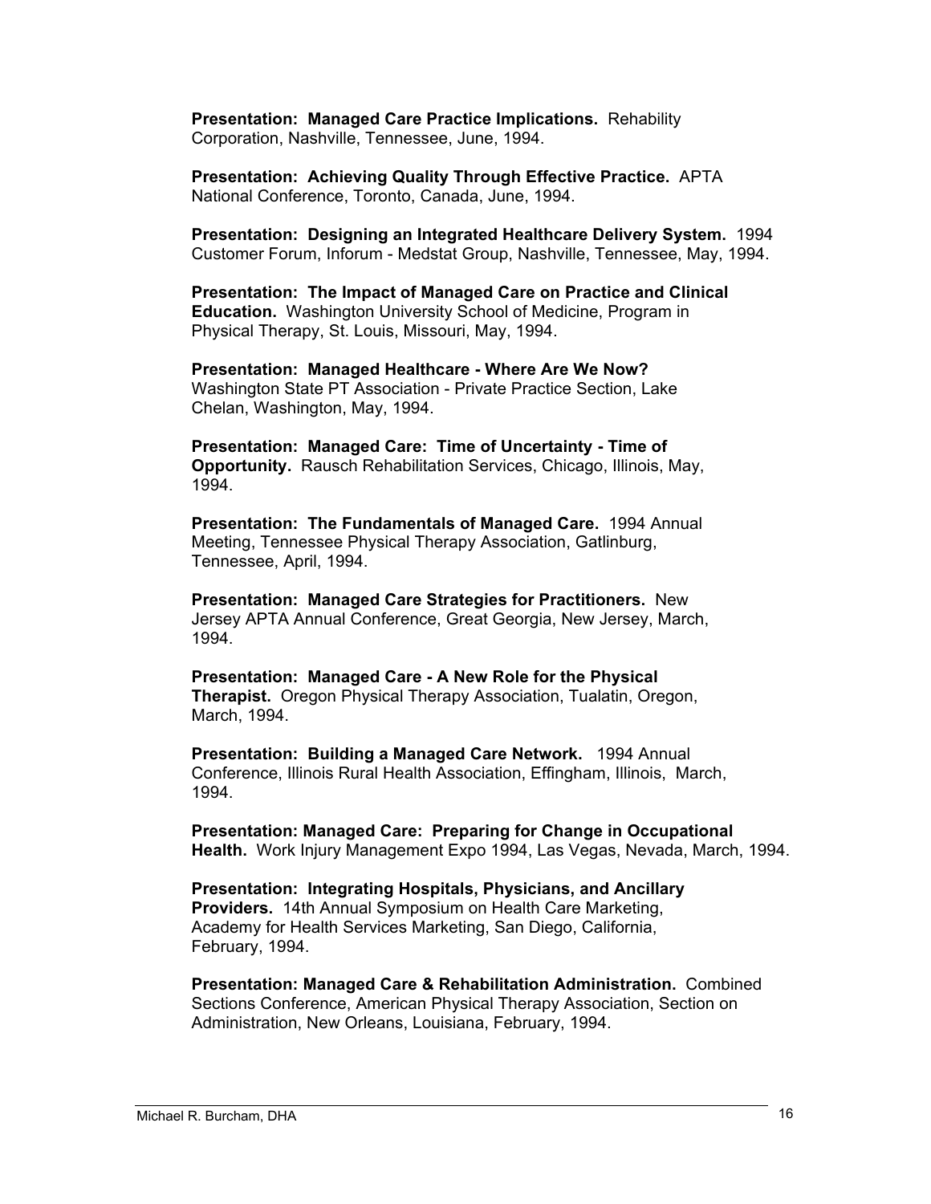**Presentation: Managed Care Practice Implications.** Rehability Corporation, Nashville, Tennessee, June, 1994.

**Presentation: Achieving Quality Through Effective Practice.** APTA National Conference, Toronto, Canada, June, 1994.

**Presentation: Designing an Integrated Healthcare Delivery System.** 1994 Customer Forum, Inforum - Medstat Group, Nashville, Tennessee, May, 1994.

**Presentation: The Impact of Managed Care on Practice and Clinical Education.** Washington University School of Medicine, Program in Physical Therapy, St. Louis, Missouri, May, 1994.

**Presentation: Managed Healthcare - Where Are We Now?** Washington State PT Association - Private Practice Section, Lake Chelan, Washington, May, 1994.

**Presentation: Managed Care: Time of Uncertainty - Time of Opportunity.** Rausch Rehabilitation Services, Chicago, Illinois, May, 1994.

**Presentation: The Fundamentals of Managed Care.** 1994 Annual Meeting, Tennessee Physical Therapy Association, Gatlinburg, Tennessee, April, 1994.

**Presentation: Managed Care Strategies for Practitioners.** New Jersey APTA Annual Conference, Great Georgia, New Jersey, March, 1994.

**Presentation: Managed Care - A New Role for the Physical Therapist.** Oregon Physical Therapy Association, Tualatin, Oregon, March, 1994.

**Presentation: Building a Managed Care Network.** 1994 Annual Conference, Illinois Rural Health Association, Effingham, Illinois, March, 1994.

**Presentation: Managed Care: Preparing for Change in Occupational Health.** Work Injury Management Expo 1994, Las Vegas, Nevada, March, 1994.

**Presentation: Integrating Hospitals, Physicians, and Ancillary Providers.** 14th Annual Symposium on Health Care Marketing, Academy for Health Services Marketing, San Diego, California, February, 1994.

**Presentation: Managed Care & Rehabilitation Administration.** Combined Sections Conference, American Physical Therapy Association, Section on Administration, New Orleans, Louisiana, February, 1994.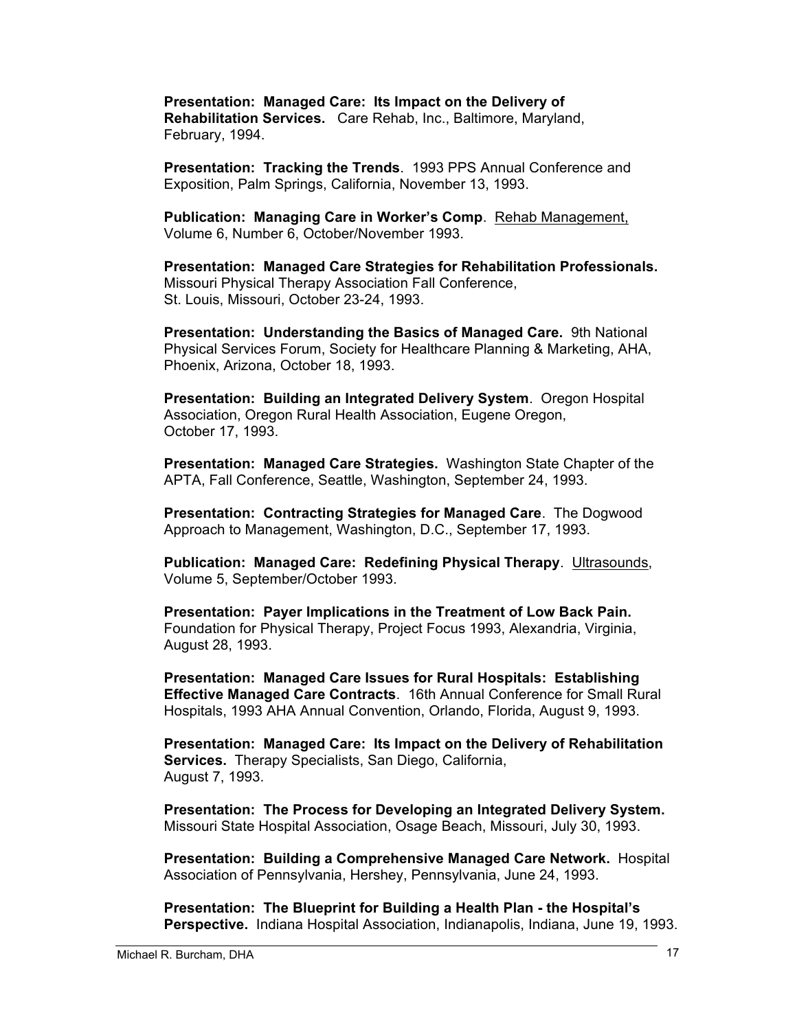**Presentation: Managed Care: Its Impact on the Delivery of Rehabilitation Services.** Care Rehab, Inc., Baltimore, Maryland, February, 1994.

**Presentation: Tracking the Trends**. 1993 PPS Annual Conference and Exposition, Palm Springs, California, November 13, 1993.

**Publication: Managing Care in Worker's Comp**. Rehab Management, Volume 6, Number 6, October/November 1993.

**Presentation: Managed Care Strategies for Rehabilitation Professionals.** Missouri Physical Therapy Association Fall Conference, St. Louis, Missouri, October 23-24, 1993.

**Presentation: Understanding the Basics of Managed Care.** 9th National Physical Services Forum, Society for Healthcare Planning & Marketing, AHA, Phoenix, Arizona, October 18, 1993.

**Presentation: Building an Integrated Delivery System**. Oregon Hospital Association, Oregon Rural Health Association, Eugene Oregon, October 17, 1993.

**Presentation: Managed Care Strategies.** Washington State Chapter of the APTA, Fall Conference, Seattle, Washington, September 24, 1993.

**Presentation: Contracting Strategies for Managed Care**. The Dogwood Approach to Management, Washington, D.C., September 17, 1993.

**Publication: Managed Care: Redefining Physical Therapy**. Ultrasounds, Volume 5, September/October 1993.

**Presentation: Payer Implications in the Treatment of Low Back Pain.** Foundation for Physical Therapy, Project Focus 1993, Alexandria, Virginia, August 28, 1993.

**Presentation: Managed Care Issues for Rural Hospitals: Establishing Effective Managed Care Contracts**. 16th Annual Conference for Small Rural Hospitals, 1993 AHA Annual Convention, Orlando, Florida, August 9, 1993.

**Presentation: Managed Care: Its Impact on the Delivery of Rehabilitation Services.** Therapy Specialists, San Diego, California, August 7, 1993.

**Presentation: The Process for Developing an Integrated Delivery System.** Missouri State Hospital Association, Osage Beach, Missouri, July 30, 1993.

**Presentation: Building a Comprehensive Managed Care Network.** Hospital Association of Pennsylvania, Hershey, Pennsylvania, June 24, 1993.

**Presentation: The Blueprint for Building a Health Plan - the Hospital's Perspective.** Indiana Hospital Association, Indianapolis, Indiana, June 19, 1993.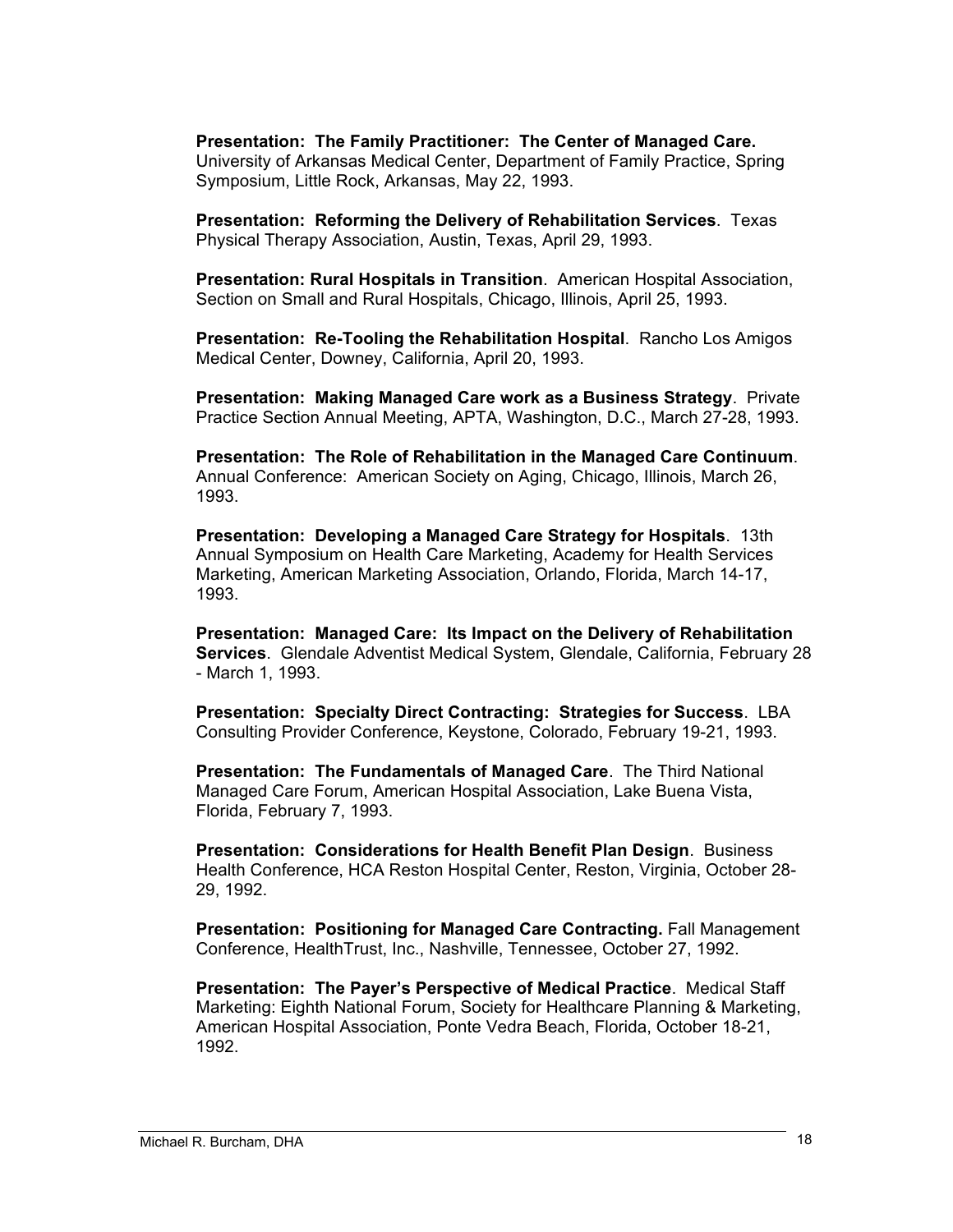**Presentation: The Family Practitioner: The Center of Managed Care.** University of Arkansas Medical Center, Department of Family Practice, Spring Symposium, Little Rock, Arkansas, May 22, 1993.

**Presentation: Reforming the Delivery of Rehabilitation Services**. Texas Physical Therapy Association, Austin, Texas, April 29, 1993.

**Presentation: Rural Hospitals in Transition**. American Hospital Association, Section on Small and Rural Hospitals, Chicago, Illinois, April 25, 1993.

**Presentation: Re-Tooling the Rehabilitation Hospital**. Rancho Los Amigos Medical Center, Downey, California, April 20, 1993.

**Presentation: Making Managed Care work as a Business Strategy**. Private Practice Section Annual Meeting, APTA, Washington, D.C., March 27-28, 1993.

**Presentation: The Role of Rehabilitation in the Managed Care Continuum**. Annual Conference: American Society on Aging, Chicago, Illinois, March 26, 1993.

**Presentation: Developing a Managed Care Strategy for Hospitals**. 13th Annual Symposium on Health Care Marketing, Academy for Health Services Marketing, American Marketing Association, Orlando, Florida, March 14-17, 1993.

**Presentation: Managed Care: Its Impact on the Delivery of Rehabilitation Services**. Glendale Adventist Medical System, Glendale, California, February 28 - March 1, 1993.

**Presentation: Specialty Direct Contracting: Strategies for Success**. LBA Consulting Provider Conference, Keystone, Colorado, February 19-21, 1993.

**Presentation: The Fundamentals of Managed Care**. The Third National Managed Care Forum, American Hospital Association, Lake Buena Vista, Florida, February 7, 1993.

**Presentation: Considerations for Health Benefit Plan Design**. Business Health Conference, HCA Reston Hospital Center, Reston, Virginia, October 28-29, 1992.

**Presentation: Positioning for Managed Care Contracting.** Fall Management Conference, HealthTrust, Inc., Nashville, Tennessee, October 27, 1992.

**Presentation: The Payer's Perspective of Medical Practice**. Medical Staff Marketing: Eighth National Forum, Society for Healthcare Planning & Marketing, American Hospital Association, Ponte Vedra Beach, Florida, October 18-21, 1992.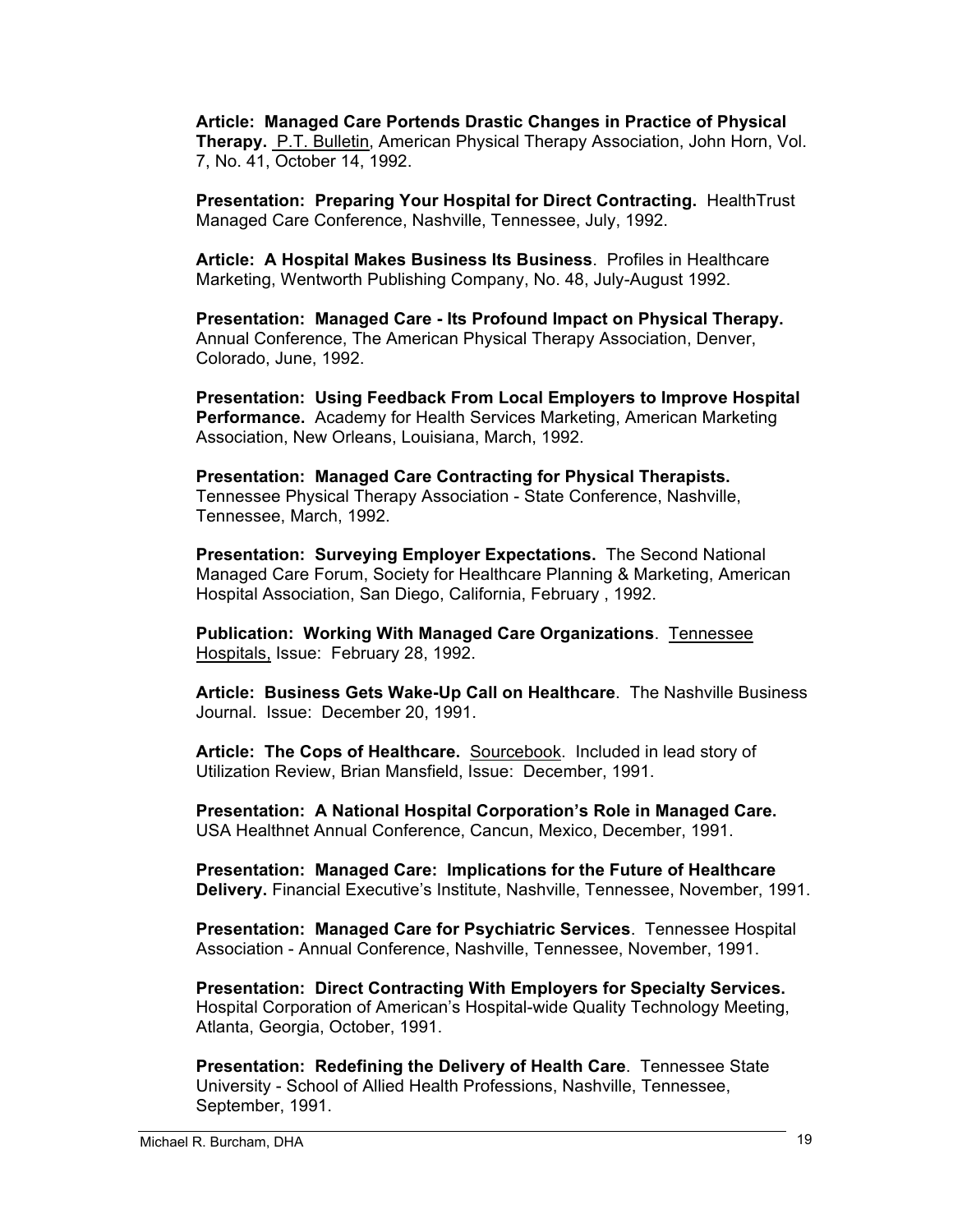**Article: Managed Care Portends Drastic Changes in Practice of Physical Therapy.** P.T. Bulletin, American Physical Therapy Association, John Horn, Vol. 7, No. 41, October 14, 1992.

**Presentation: Preparing Your Hospital for Direct Contracting.** HealthTrust Managed Care Conference, Nashville, Tennessee, July, 1992.

**Article: A Hospital Makes Business Its Business**. Profiles in Healthcare Marketing, Wentworth Publishing Company, No. 48, July-August 1992.

**Presentation: Managed Care - Its Profound Impact on Physical Therapy.** Annual Conference, The American Physical Therapy Association, Denver, Colorado, June, 1992.

**Presentation: Using Feedback From Local Employers to Improve Hospital Performance.** Academy for Health Services Marketing, American Marketing Association, New Orleans, Louisiana, March, 1992.

**Presentation: Managed Care Contracting for Physical Therapists.** Tennessee Physical Therapy Association - State Conference, Nashville, Tennessee, March, 1992.

**Presentation: Surveying Employer Expectations.** The Second National Managed Care Forum, Society for Healthcare Planning & Marketing, American Hospital Association, San Diego, California, February , 1992.

**Publication: Working With Managed Care Organizations**. Tennessee Hospitals, Issue: February 28, 1992.

**Article: Business Gets Wake-Up Call on Healthcare**. The Nashville Business Journal. Issue: December 20, 1991.

**Article: The Cops of Healthcare.** Sourcebook. Included in lead story of Utilization Review, Brian Mansfield, Issue: December, 1991.

**Presentation: A National Hospital Corporation's Role in Managed Care.** USA Healthnet Annual Conference, Cancun, Mexico, December, 1991.

**Presentation: Managed Care: Implications for the Future of Healthcare Delivery.** Financial Executive's Institute, Nashville, Tennessee, November, 1991.

**Presentation: Managed Care for Psychiatric Services**. Tennessee Hospital Association - Annual Conference, Nashville, Tennessee, November, 1991.

**Presentation: Direct Contracting With Employers for Specialty Services.** Hospital Corporation of American's Hospital-wide Quality Technology Meeting, Atlanta, Georgia, October, 1991.

**Presentation: Redefining the Delivery of Health Care**. Tennessee State University - School of Allied Health Professions, Nashville, Tennessee, September, 1991.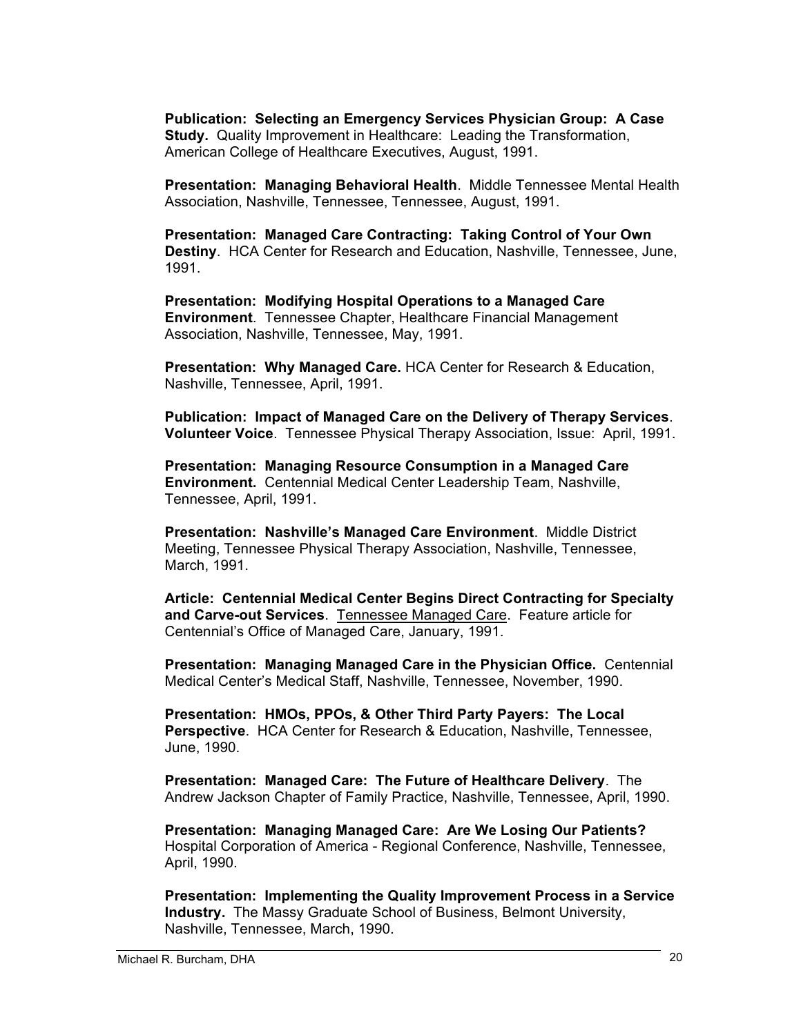**Publication: Selecting an Emergency Services Physician Group: A Case Study.** Quality Improvement in Healthcare: Leading the Transformation, American College of Healthcare Executives, August, 1991.

**Presentation: Managing Behavioral Health**. Middle Tennessee Mental Health Association, Nashville, Tennessee, Tennessee, August, 1991.

**Presentation: Managed Care Contracting: Taking Control of Your Own Destiny**. HCA Center for Research and Education, Nashville, Tennessee, June, 1991.

**Presentation: Modifying Hospital Operations to a Managed Care Environment**. Tennessee Chapter, Healthcare Financial Management Association, Nashville, Tennessee, May, 1991.

**Presentation: Why Managed Care.** HCA Center for Research & Education, Nashville, Tennessee, April, 1991.

**Publication: Impact of Managed Care on the Delivery of Therapy Services**. **Volunteer Voice**. Tennessee Physical Therapy Association, Issue: April, 1991.

**Presentation: Managing Resource Consumption in a Managed Care Environment.** Centennial Medical Center Leadership Team, Nashville, Tennessee, April, 1991.

**Presentation: Nashville's Managed Care Environment**. Middle District Meeting, Tennessee Physical Therapy Association, Nashville, Tennessee, March, 1991.

**Article: Centennial Medical Center Begins Direct Contracting for Specialty and Carve-out Services**. Tennessee Managed Care. Feature article for Centennial's Office of Managed Care, January, 1991.

**Presentation: Managing Managed Care in the Physician Office.** Centennial Medical Center's Medical Staff, Nashville, Tennessee, November, 1990.

**Presentation: HMOs, PPOs, & Other Third Party Payers: The Local Perspective**. HCA Center for Research & Education, Nashville, Tennessee, June, 1990.

**Presentation: Managed Care: The Future of Healthcare Delivery**. The Andrew Jackson Chapter of Family Practice, Nashville, Tennessee, April, 1990.

**Presentation: Managing Managed Care: Are We Losing Our Patients?** Hospital Corporation of America - Regional Conference, Nashville, Tennessee, April, 1990.

**Presentation: Implementing the Quality Improvement Process in a Service Industry.** The Massy Graduate School of Business, Belmont University, Nashville, Tennessee, March, 1990.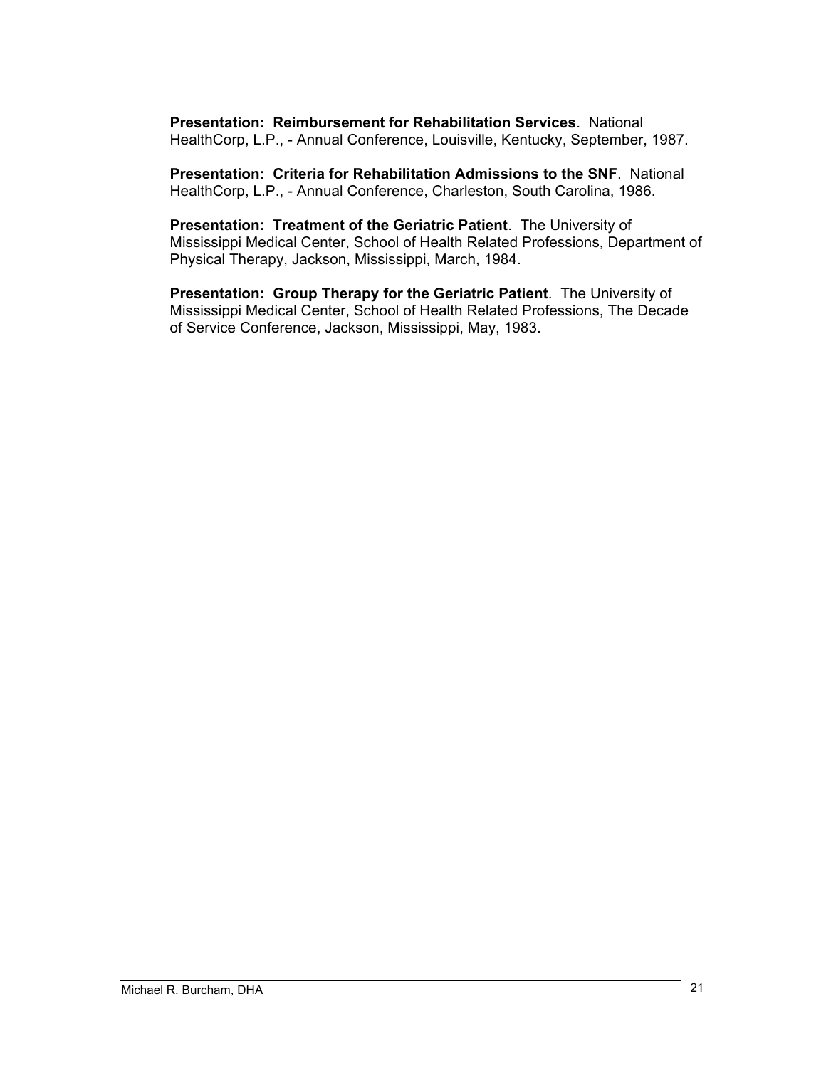**Presentation: Reimbursement for Rehabilitation Services**. National HealthCorp, L.P., - Annual Conference, Louisville, Kentucky, September, 1987.

**Presentation: Criteria for Rehabilitation Admissions to the SNF**. National HealthCorp, L.P., - Annual Conference, Charleston, South Carolina, 1986.

**Presentation: Treatment of the Geriatric Patient**. The University of Mississippi Medical Center, School of Health Related Professions, Department of Physical Therapy, Jackson, Mississippi, March, 1984.

**Presentation: Group Therapy for the Geriatric Patient**. The University of Mississippi Medical Center, School of Health Related Professions, The Decade of Service Conference, Jackson, Mississippi, May, 1983.